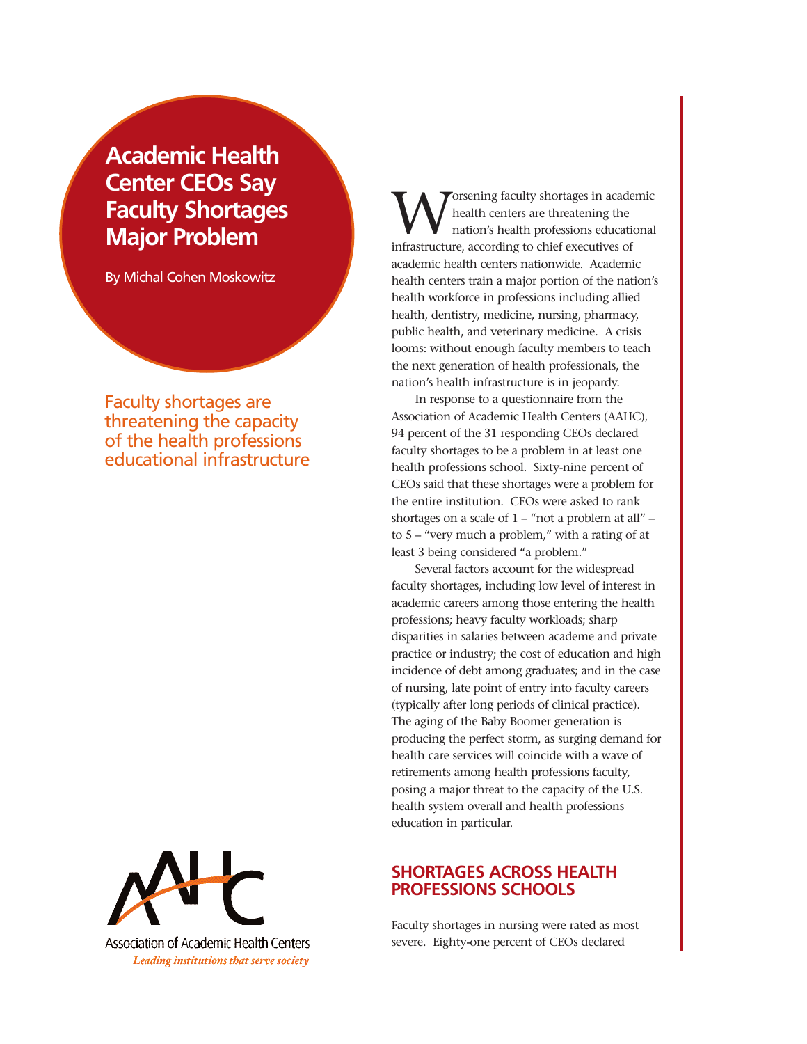# Academic Health Center CEOs Say Faculty Shortages Major Problem

By Michal Cohen Moskowitz

Faculty shortages are threatening the capacity of the health professions educational infrastructure

Worsening faculty shortages in academic health centers are threatening the nation's health professions educational infrastructure, according to chief executives of academic health centers nationwide. Academic health centers train a major portion of the nation's health workforce in professions including allied health, dentistry, medicine, nursing, pharmacy, public health, and veterinary medicine. A crisis looms: without enough faculty members to teach the next generation of health professionals, the nation's health infrastructure is in jeopardy.

In response to a questionnaire from the Association of Academic Health Centers (AAHC), 94 percent of the 31 responding CEOs declared faculty shortages to be a problem in at least one health professions school. Sixty-nine percent of CEOs said that these shortages were a problem for the entire institution. CEOs were asked to rank shortages on a scale of 1 – "not a problem at all" – to 5 – "very much a problem," with a rating of at least 3 being considered "a problem."

Several factors account for the widespread faculty shortages, including low level of interest in academic careers among those entering the health professions; heavy faculty workloads; sharp disparities in salaries between academe and private practice or industry; the cost of education and high incidence of debt among graduates; and in the case of nursing, late point of entry into faculty careers (typically after long periods of clinical practice). The aging of the Baby Boomer generation is producing the perfect storm, as surging demand for health care services will coincide with a wave of retirements among health professions faculty, posing a major threat to the capacity of the U.S. health system overall and health professions education in particular.

## SHORTAGES ACROSS HEALTH PROFESSIONS SCHOOLS

Faculty shortages in nursing were rated as most severe. Eighty-one percent of CEOs declared

Association of Academic Health Centers

*Leading institutions that serve society*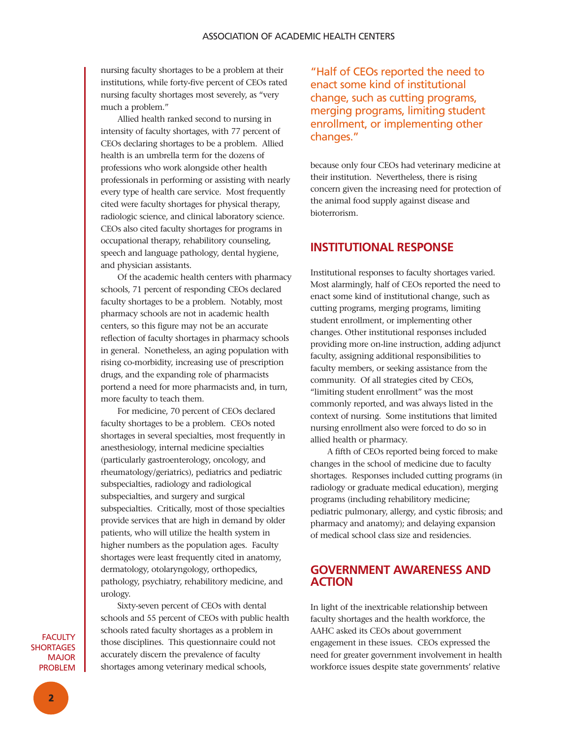nursing faculty shortages to be a problem at their institutions, while forty-five percent of CEOs rated nursing faculty shortages most severely, as "very much a problem."

Allied health ranked second to nursing in intensity of faculty shortages, with 77 percent of CEOs declaring shortages to be a problem. Allied health is an umbrella term for the dozens of professions who work alongside other health professionals in performing or assisting with nearly every type of health care service. Most frequently cited were faculty shortages for physical therapy, radiologic science, and clinical laboratory science. CEOs also cited faculty shortages for programs in occupational therapy, rehabilitory counseling, speech and language pathology, dental hygiene, and physician assistants.

Of the academic health centers with pharmacy schools, 71 percent of responding CEOs declared faculty shortages to be a problem. Notably, most pharmacy schools are not in academic health centers, so this figure may not be an accurate reflection of faculty shortages in pharmacy schools in general. Nonetheless, an aging population with rising co-morbidity, increasing use of prescription drugs, and the expanding role of pharmacists portend a need for more pharmacists and, in turn, more faculty to teach them.

For medicine, 70 percent of CEOs declared faculty shortages to be a problem. CEOs noted shortages in several specialties, most frequently in anesthesiology, internal medicine specialties (particularly gastroenterology, oncology, and rheumatology/geriatrics), pediatrics and pediatric subspecialties, radiology and radiological subspecialties, and surgery and surgical subspecialties. Critically, most of those specialties provide services that are high in demand by older patients, who will utilize the health system in higher numbers as the population ages. Faculty shortages were least frequently cited in anatomy, dermatology, otolaryngology, orthopedics, pathology, psychiatry, rehabilitory medicine, and urology.

Sixty-seven percent of CEOs with dental schools and 55 percent of CEOs with public health schools rated faculty shortages as a problem in those disciplines. This questionnaire could not accurately discern the prevalence of faculty shortages among veterinary medical schools, because only four CEOs had veterinary medicine at their institution. Nevertheless, there is rising concern given the increasing need for protection of the animal food supply against disease and bioterrorism.

FACULTY SHORTAGES MAJOR PROBLEM

> "Half of CEOs reported the need to enact some kind of institutional change, such as cutting programs, merging programs, limiting student enrollment, or implementing other changes."

## INSTITUTIONAL RESPONSE

Institutional responses to faculty shortages varied. Most alarmingly, half of CEOs reported the need to enact some kind of institutional change, such as cutting programs, merging programs, limiting student enrollment, or implementing other changes. Other institutional responses included providing more on-line instruction, adding adjunct faculty, assigning additional responsibilities to faculty members, or seeking assistance from the community. Of all strategies cited by CEOs, "limiting student enrollment" was the most commonly reported, and was always listed in the context of nursing. Some institutions that limited nursing enrollment also were forced to do so in allied health or pharmacy.

A fifth of CEOs reported being forced to make changes in the school of medicine due to faculty shortages. Responses included cutting programs (in radiology or graduate medical education), merging programs (including rehabilitory medicine; pediatric pulmonary, allergy, and cystic fibrosis; and pharmacy and anatomy); and delaying expansion of medical school class size and residencies.

## GOVERNMENT AWARENESS AND ACTION

In light of the inextricable relationship between faculty shortages and the health workforce, the AAHC asked its CEOs about government engagement in these issues. CEOs expressed the need for greater government involvement in health workforce issues despite state governments' relative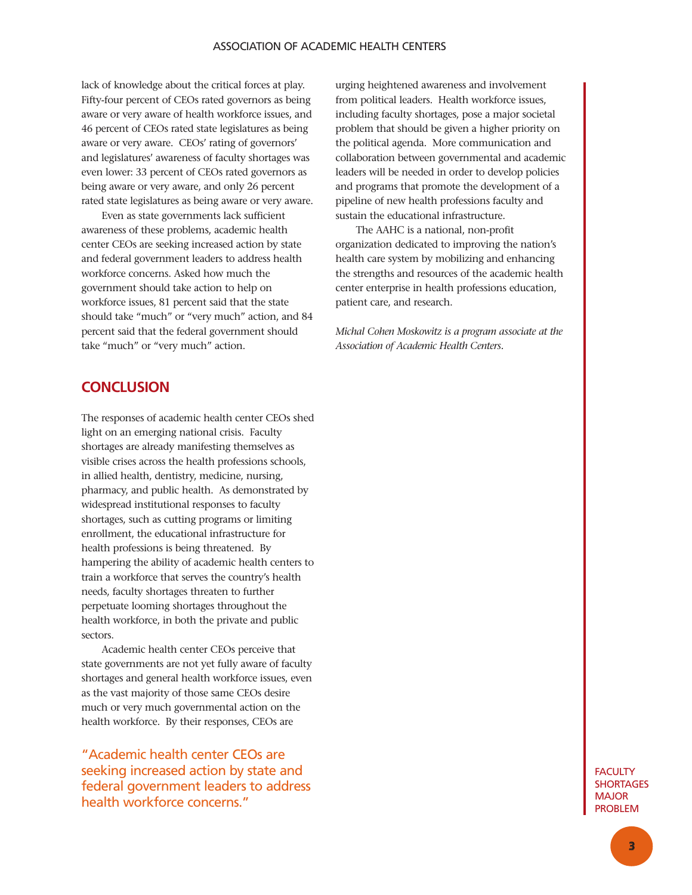lack of knowledge about the critical forces at play. Fifty-four percent of CEOs rated governors as being aware or very aware of health workforce issues, and 46 percent of CEOs rated state legislatures as being aware or very aware. CEOs' rating of governors' and legislatures' awareness of faculty shortages was even lower: 33 percent of CEOs rated governors as being aware or very aware, and only 26 percent rated state legislatures as being aware or very aware.

Even as state governments lack sufficient awareness of these problems, academic health center CEOs are seeking increased action by state and federal government leaders to address health workforce concerns. Asked how much the government should take action to help on workforce issues, 81 percent said that the state should take "much" or "very much" action, and 84 percent said that the federal government should take "much" or "very much" action.

## CONCLUSION

The responses of academic health center CEOs shed light on an emerging national crisis. Faculty shortages are already manifesting themselves as visible crises across the health professions schools, in allied health, dentistry, medicine, nursing, pharmacy, and public health. As demonstrated by widespread institutional responses to faculty shortages, such as cutting programs or limiting enrollment, the educational infrastructure for health professions is being threatened. By hampering the ability of academic health centers to train a workforce that serves the country's health needs, faculty shortages threaten to further perpetuate looming shortages throughout the health workforce, in both the private and public sectors.

Academic health center CEOs perceive that state governments are not yet fully aware of faculty shortages and general health workforce issues, even as the vast majority of those same CEOs desire much or very much governmental action on the health workforce. By their responses, CEOs are urging heightened awareness and involvement from political leaders. Health workforce issues, including faculty shortages, pose a major societal problem that should be given a higher priority on the political agenda. More communication and collaboration between governmental and academic leaders will be needed in order to develop policies and programs that promote the development of a pipeline of new health professions faculty and sustain the educational infrastructure.

"Academic health center CEOs are seeking increased action by state and federal government leaders to address health workforce concerns."

The AAHC is a national, non-profit organization dedicated to improving the nation's health care system by mobilizing and enhancing the strengths and resources of the academic health center enterprise in health professions education, patient care, and research.

*Michal Cohen Moskowitz is a program associate at the Association of Academic Health Centers.*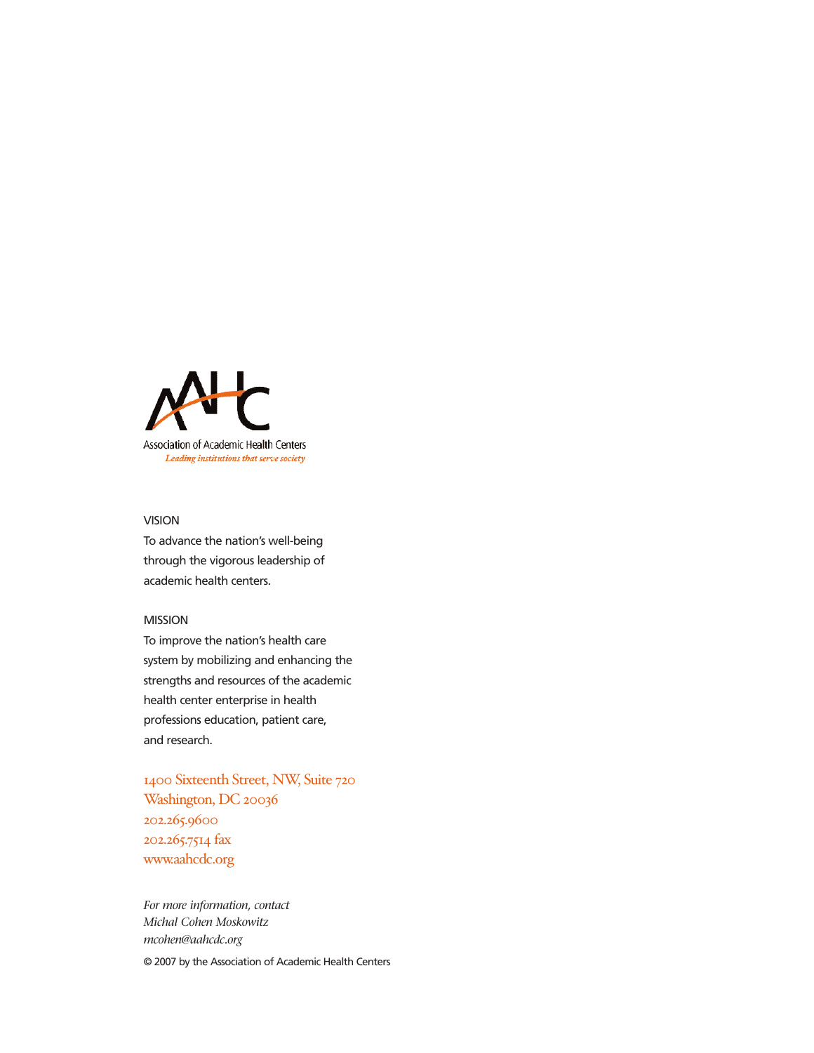Association of Academic Health Centers

*Leading institutions that serve society*

VISION

To advance the nation's well-being through the vigorous leadership of academic health centers.

MISSION

To improve the nation's health care system by mobilizing and enhancing the strengths and resources of the academic health center enterprise in health professions education, patient care, and research.

1400 Sixteenth Street, NW, Suite 720
Washington, DC 20036
202.265.9600
202.265.7514 fax
www.aahcdc.org

*For more information, contact*
*Michal Cohen Moskowitz*
*mcohen@aahcdc.org*

© 2007 by the Association of Academic Health Centers